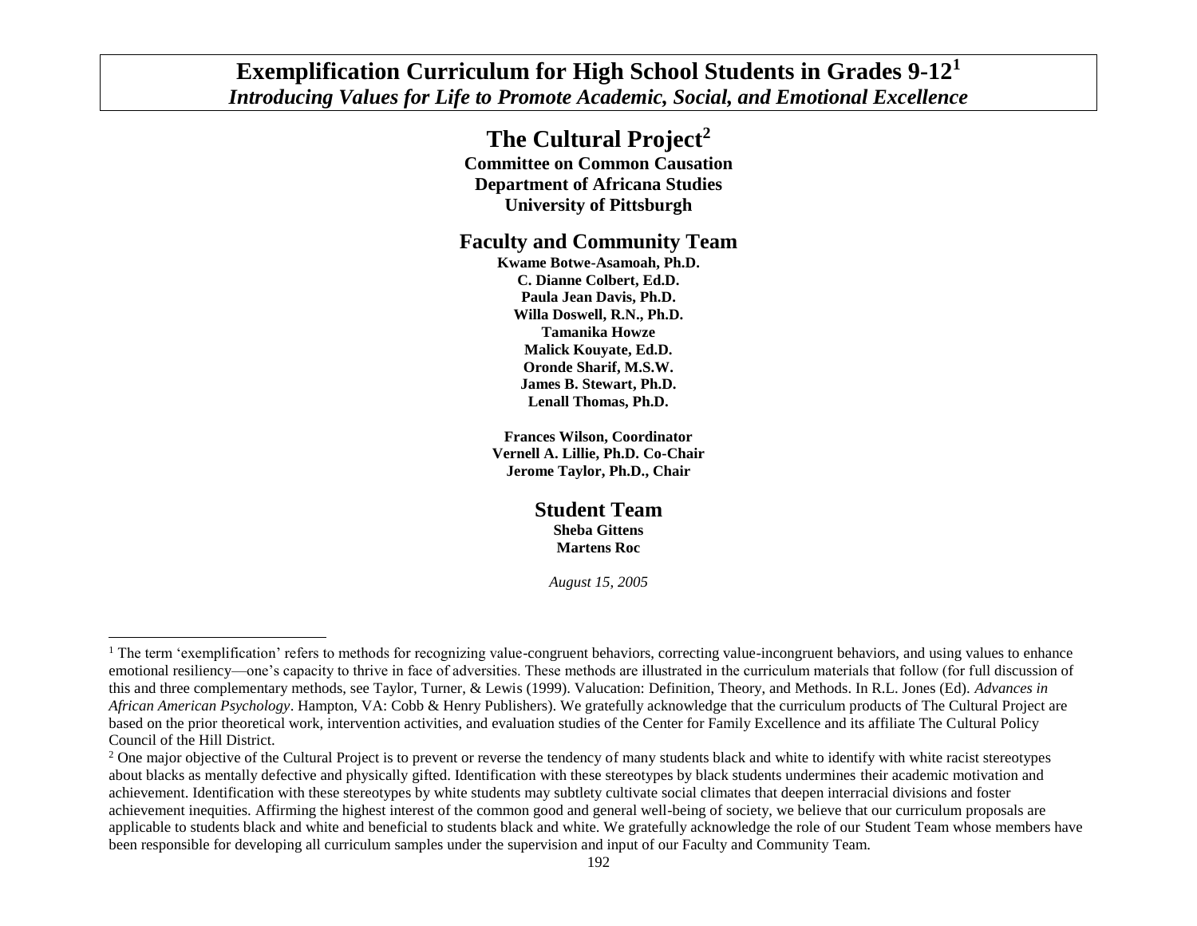# Exemplification Curriculum for High School Students in Grades 9-12[1]

***Introducing Values for Life to Promote Academic, Social, and Emotional Excellence***

## The Cultural Project[2]

**Committee on Common Causation**
**Department of Africana Studies**
**University of Pittsburgh**

## Faculty and Community Team

**Kwame Botwe-Asamoah, Ph.D.**
**C. Dianne Colbert, Ed.D.**
**Paula Jean Davis, Ph.D.**
**Willa Doswell, R.N., Ph.D.**
**Tamanika Howze**
**Malick Kouyate, Ed.D.**
**Oronde Sharif, M.S.W.**
**James B. Stewart, Ph.D.**
**Lenall Thomas, Ph.D.**

**Frances Wilson, Coordinator**
**Vernell A. Lillie, Ph.D. Co-Chair**
**Jerome Taylor, Ph.D., Chair**

## Student Team

**Sheba Gittens**
**Martens Roc**

*August 15, 2005*

---

[1] The term 'exemplification' refers to methods for recognizing value-congruent behaviors, correcting value-incongruent behaviors, and using values to enhance emotional resiliency—one's capacity to thrive in face of adversities. These methods are illustrated in the curriculum materials that follow (for full discussion of this and three complementary methods, see Taylor, Turner, & Lewis (1999). Valucation: Definition, Theory, and Methods. In R.L. Jones (Ed). *Advances in African American Psychology*. Hampton, VA: Cobb & Henry Publishers). We gratefully acknowledge that the curriculum products of The Cultural Project are based on the prior theoretical work, intervention activities, and evaluation studies of the Center for Family Excellence and its affiliate The Cultural Policy Council of the Hill District.

[2] One major objective of the Cultural Project is to prevent or reverse the tendency of many students black and white to identify with white racist stereotypes about blacks as mentally defective and physically gifted. Identification with these stereotypes by black students undermines their academic motivation and achievement. Identification with these stereotypes by white students may subtlety cultivate social climates that deepen interracial divisions and foster achievement inequities. Affirming the highest interest of the common good and general well-being of society, we believe that our curriculum proposals are applicable to students black and white and beneficial to students black and white. We gratefully acknowledge the role of our Student Team whose members have been responsible for developing all curriculum samples under the supervision and input of our Faculty and Community Team.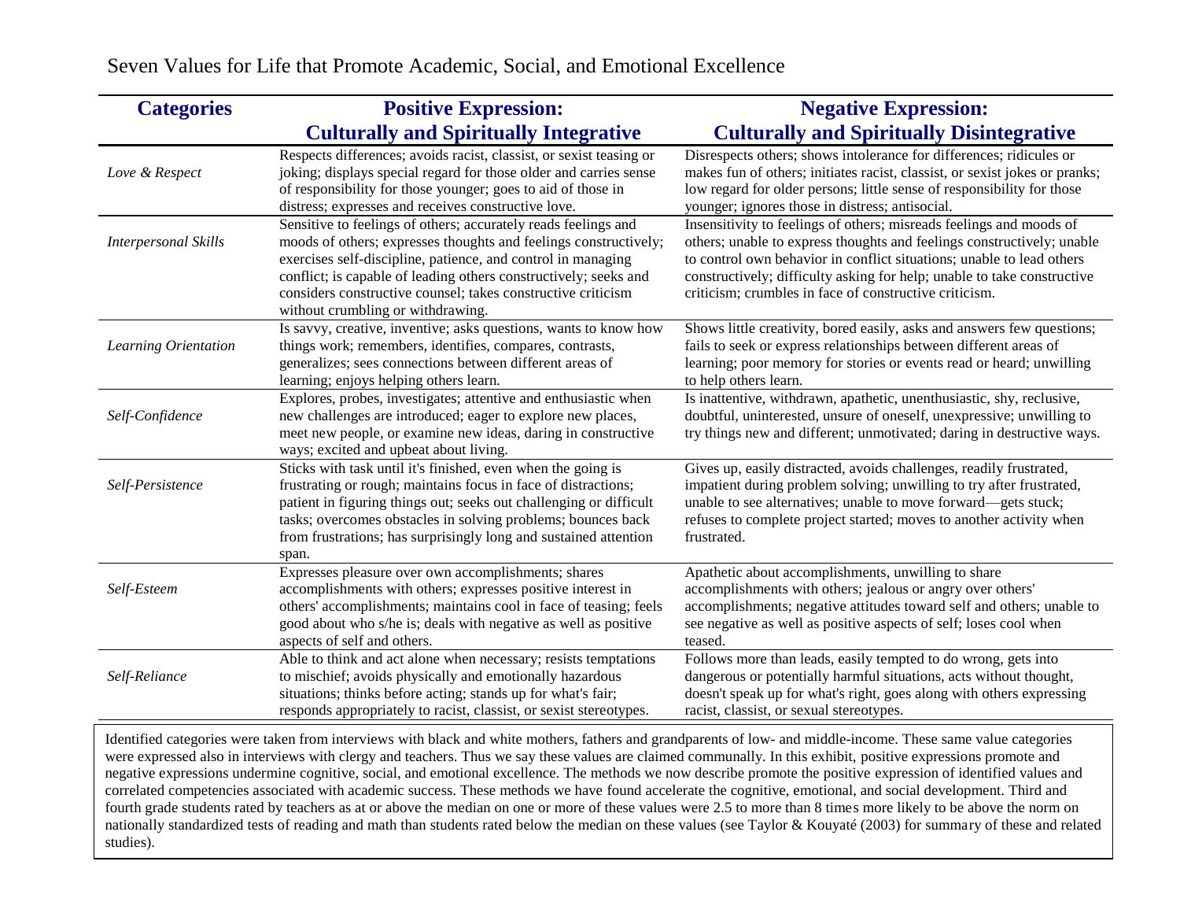Seven Values for Life that Promote Academic, Social, and Emotional Excellence

| Categories | Positive Expression: Culturally and Spiritually Integrative | Negative Expression: Culturally and Spiritually Disintegrative |
|---|---|---|
| *Love & Respect* | Respects differences; avoids racist, classist, or sexist teasing or joking; displays special regard for those older and carries sense of responsibility for those younger; goes to aid of those in distress; expresses and receives constructive love. | Disrespects others; shows intolerance for differences; ridicules or makes fun of others; initiates racist, classist, or sexist jokes or pranks; low regard for older persons; little sense of responsibility for those younger; ignores those in distress; antisocial. |
| *Interpersonal Skills* | Sensitive to feelings of others; accurately reads feelings and moods of others; expresses thoughts and feelings constructively; exercises self-discipline, patience, and control in managing conflict; is capable of leading others constructively; seeks and considers constructive counsel; takes constructive criticism without crumbling or withdrawing. | Insensitivity to feelings of others; misreads feelings and moods of others; unable to express thoughts and feelings constructively; unable to control own behavior in conflict situations; unable to lead others constructively; difficulty asking for help; unable to take constructive criticism; crumbles in face of constructive criticism. |
| *Learning Orientation* | Is savvy, creative, inventive; asks questions, wants to know how things work; remembers, identifies, compares, contrasts, generalizes; sees connections between different areas of learning; enjoys helping others learn. | Shows little creativity, bored easily, asks and answers few questions; fails to seek or express relationships between different areas of learning; poor memory for stories or events read or heard; unwilling to help others learn. |
| *Self-Confidence* | Explores, probes, investigates; attentive and enthusiastic when new challenges are introduced; eager to explore new places, meet new people, or examine new ideas, daring in constructive ways; excited and upbeat about living. | Is inattentive, withdrawn, apathetic, unenthusiastic, shy, reclusive, doubtful, uninterested, unsure of oneself, unexpressive; unwilling to try things new and different; unmotivated; daring in destructive ways. |
| *Self-Persistence* | Sticks with task until it's finished, even when the going is frustrating or rough; maintains focus in face of distractions; patient in figuring things out; seeks out challenging or difficult tasks; overcomes obstacles in solving problems; bounces back from frustrations; has surprisingly long and sustained attention span. | Gives up, easily distracted, avoids challenges, readily frustrated, impatient during problem solving; unwilling to try after frustrated, unable to see alternatives; unable to move forward—gets stuck; refuses to complete project started; moves to another activity when frustrated. |
| *Self-Esteem* | Expresses pleasure over own accomplishments; shares accomplishments with others; expresses positive interest in others' accomplishments; maintains cool in face of teasing; feels good about who s/he is; deals with negative as well as positive aspects of self and others. | Apathetic about accomplishments, unwilling to share accomplishments with others; jealous or angry over others' accomplishments; negative attitudes toward self and others; unable to see negative as well as positive aspects of self; loses cool when teased. |
| *Self-Reliance* | Able to think and act alone when necessary; resists temptations to mischief; avoids physically and emotionally hazardous situations; thinks before acting; stands up for what's fair; responds appropriately to racist, classist, or sexist stereotypes. | Follows more than leads, easily tempted to do wrong, gets into dangerous or potentially harmful situations, acts without thought, doesn't speak up for what's right, goes along with others expressing racist, classist, or sexual stereotypes. |

Identified categories were taken from interviews with black and white mothers, fathers and grandparents of low- and middle-income. These same value categories were expressed also in interviews with clergy and teachers. Thus we say these values are claimed communally. In this exhibit, positive expressions promote and negative expressions undermine cognitive, social, and emotional excellence. The methods we now describe promote the positive expression of identified values and correlated competencies associated with academic success. These methods we have found accelerate the cognitive, emotional, and social development. Third and fourth grade students rated by teachers as at or above the median on one or more of these values were 2.5 to more than 8 times more likely to be above the norm on nationally standardized tests of reading and math than students rated below the median on these values (see Taylor & Kouyaté (2003) for summary of these and related studies).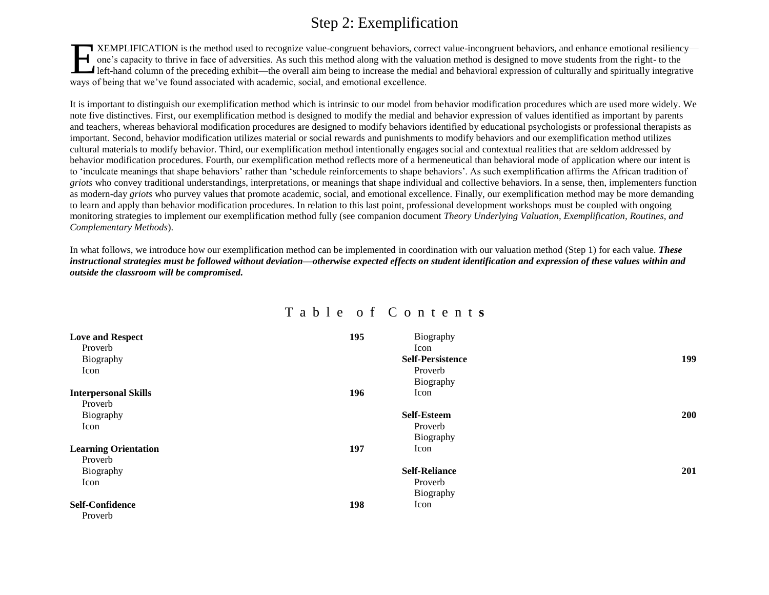# Step 2: Exemplification

EXEMPLIFICATION is the method used to recognize value-congruent behaviors, correct value-incongruent behaviors, and enhance emotional resiliency—one's capacity to thrive in face of adversities. As such this method along with the valuation method is designed to move students from the right- to the left-hand column of the preceding exhibit—the overall aim being to increase the medial and behavioral expression of culturally and spiritually integrative ways of being that we've found associated with academic, social, and emotional excellence.

It is important to distinguish our exemplification method which is intrinsic to our model from behavior modification procedures which are used more widely. We note five distinctives. First, our exemplification method is designed to modify the medial and behavior expression of values identified as important by parents and teachers, whereas behavioral modification procedures are designed to modify behaviors identified by educational psychologists or professional therapists as important. Second, behavior modification utilizes material or social rewards and punishments to modify behaviors and our exemplification method utilizes cultural materials to modify behavior. Third, our exemplification method intentionally engages social and contextual realities that are seldom addressed by behavior modification procedures. Fourth, our exemplification method reflects more of a hermeneutical than behavioral mode of application where our intent is to 'inculcate meanings that shape behaviors' rather than 'schedule reinforcements to shape behaviors'. As such exemplification affirms the African tradition of *griots* who convey traditional understandings, interpretations, or meanings that shape individual and collective behaviors. In a sense, then, implementers function as modern-day *griots* who purvey values that promote academic, social, and emotional excellence. Finally, our exemplification method may be more demanding to learn and apply than behavior modification procedures. In relation to this last point, professional development workshops must be coupled with ongoing monitoring strategies to implement our exemplification method fully (see companion document *Theory Underlying Valuation, Exemplification, Routines, and Complementary Methods*).

In what follows, we introduce how our exemplification method can be implemented in coordination with our valuation method (Step 1) for each value. ***These instructional strategies must be followed without deviation—otherwise expected effects on student identification and expression of these values within and outside the classroom will be compromised.***

## Table of Contents

**Love and Respect** 195
- Proverb
- Biography
- Icon

**Interpersonal Skills** 196
- Proverb
- Biography
- Icon

**Learning Orientation** 197
- Proverb
- Biography
- Icon

**Self-Confidence** 198
- Proverb
- Biography
- Icon

**Self-Persistence** 199
- Proverb
- Biography
- Icon

**Self-Esteem** 200
- Proverb
- Biography
- Icon

**Self-Reliance** 201
- Proverb
- Biography
- Icon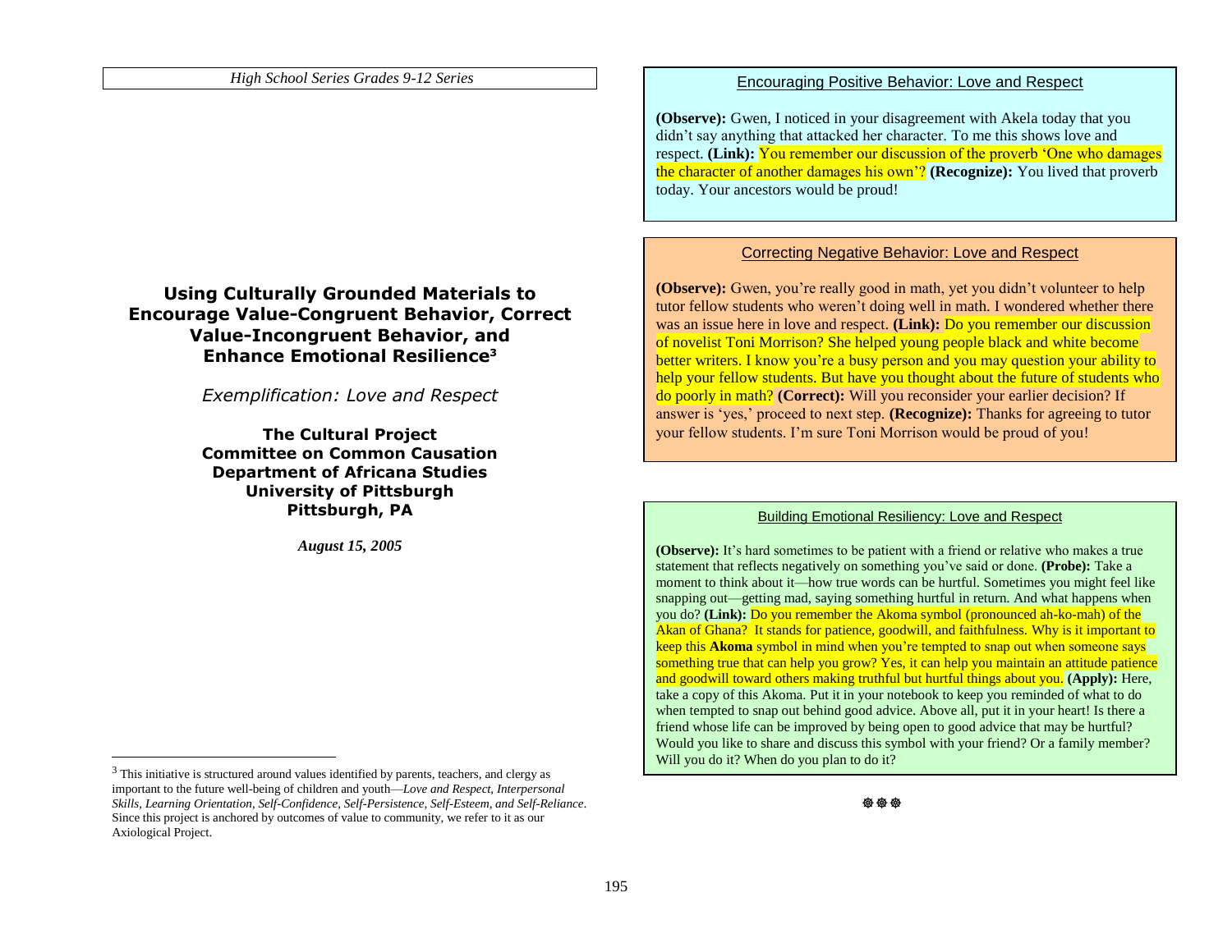# Using Culturally Grounded Materials to Encourage Value-Congruent Behavior, Correct Value-Incongruent Behavior, and Enhance Emotional Resilience[3]

*Exemplification: Love and Respect*

**The Cultural Project**
**Committee on Common Causation**
**Department of Africana Studies**
**University of Pittsburgh**
**Pittsburgh, PA**

***August 15, 2005***

[3] This initiative is structured around values identified by parents, teachers, and clergy as important to the future well-being of children and youth—*Love and Respect, Interpersonal Skills, Learning Orientation, Self-Confidence, Self-Persistence, Self-Esteem, and Self-Reliance*. Since this project is anchored by outcomes of value to community, we refer to it as our Axiological Project.

### Encouraging Positive Behavior: Love and Respect

**(Observe):** Gwen, I noticed in your disagreement with Akela today that you didn't say anything that attacked her character. To me this shows love and respect. **(Link):** You remember our discussion of the proverb 'One who damages the character of another damages his own'? **(Recognize):** You lived that proverb today. Your ancestors would be proud!

### Correcting Negative Behavior: Love and Respect

**(Observe):** Gwen, you're really good in math, yet you didn't volunteer to help tutor fellow students who weren't doing well in math. I wondered whether there was an issue here in love and respect. **(Link):** Do you remember our discussion of novelist Toni Morrison? She helped young people black and white become better writers. I know you're a busy person and you may question your ability to help your fellow students. But have you thought about the future of students who do poorly in math? **(Correct):** Will you reconsider your earlier decision? If answer is 'yes,' proceed to next step. **(Recognize):** Thanks for agreeing to tutor your fellow students. I'm sure Toni Morrison would be proud of you!

### Building Emotional Resiliency: Love and Respect

**(Observe):** It's hard sometimes to be patient with a friend or relative who makes a true statement that reflects negatively on something you've said or done. **(Probe):** Take a moment to think about it—how true words can be hurtful. Sometimes you might feel like snapping out—getting mad, saying something hurtful in return. And what happens when you do? **(Link):** Do you remember the Akoma symbol (pronounced ah-ko-mah) of the Akan of Ghana? It stands for patience, goodwill, and faithfulness. Why is it important to keep this **Akoma** symbol in mind when you're tempted to snap out when someone says something true that can help you grow? Yes, it can help you maintain an attitude patience and goodwill toward others making truthful but hurtful things about you. **(Apply):** Here, take a copy of this Akoma. Put it in your notebook to keep you reminded of what to do when tempted to snap out behind good advice. Above all, put it in your heart! Is there a friend whose life can be improved by being open to good advice that may be hurtful? Would you like to share and discuss this symbol with your friend? Or a family member? Will you do it? When do you plan to do it?

❁❁❁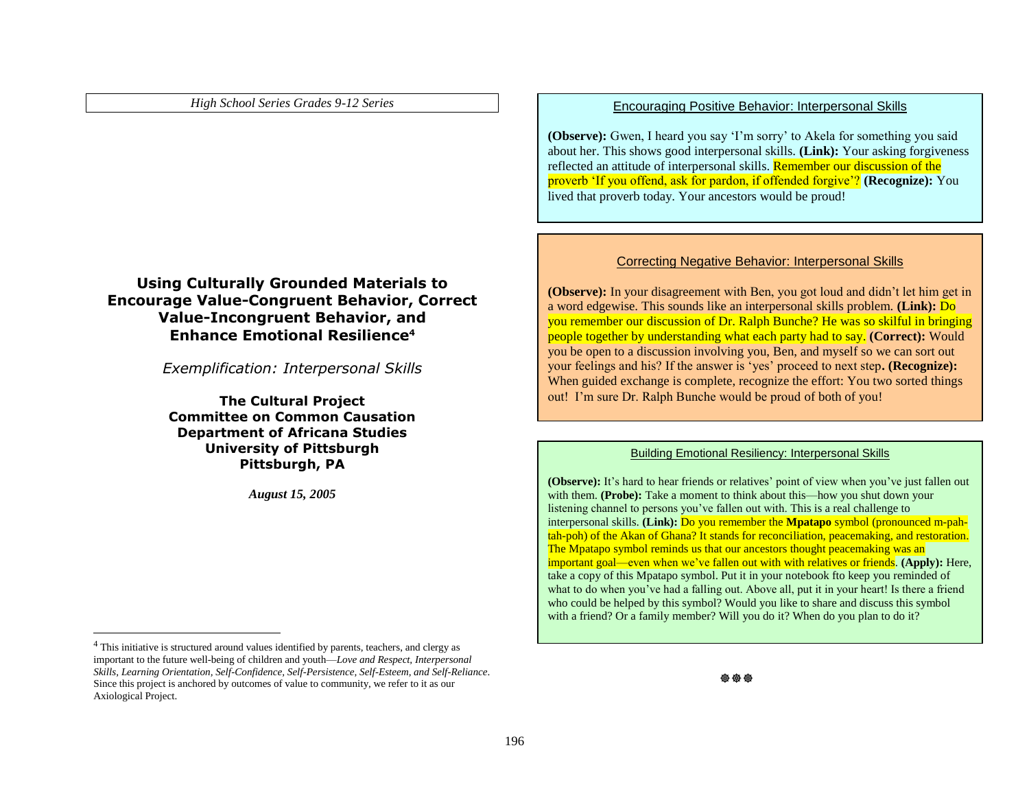High School Series Grades 9-12 Series

# Using Culturally Grounded Materials to Encourage Value-Congruent Behavior, Correct Value-Incongruent Behavior, and Enhance Emotional Resilience[4]

*Exemplification: Interpersonal Skills*

**The Cultural Project**
**Committee on Common Causation**
**Department of Africana Studies**
**University of Pittsburgh**
**Pittsburgh, PA**

***August 15, 2005***

[4] This initiative is structured around values identified by parents, teachers, and clergy as important to the future well-being of children and youth—*Love and Respect, Interpersonal Skills, Learning Orientation, Self-Confidence, Self-Persistence, Self-Esteem, and Self-Reliance*. Since this project is anchored by outcomes of value to community, we refer to it as our Axiological Project.

## Encouraging Positive Behavior: Interpersonal Skills

**(Observe):** Gwen, I heard you say 'I'm sorry' to Akela for something you said about her. This shows good interpersonal skills. **(Link):** Your asking forgiveness reflected an attitude of interpersonal skills. Remember our discussion of the proverb 'If you offend, ask for pardon, if offended forgive'? **(Recognize):** You lived that proverb today. Your ancestors would be proud!

## Correcting Negative Behavior: Interpersonal Skills

**(Observe):** In your disagreement with Ben, you got loud and didn't let him get in a word edgewise. This sounds like an interpersonal skills problem. **(Link):** Do you remember our discussion of Dr. Ralph Bunche? He was so skilful in bringing people together by understanding what each party had to say. **(Correct):** Would you be open to a discussion involving you, Ben, and myself so we can sort out your feelings and his? If the answer is 'yes' proceed to next step**. (Recognize):** When guided exchange is complete, recognize the effort: You two sorted things out! I'm sure Dr. Ralph Bunche would be proud of both of you!

## Building Emotional Resiliency: Interpersonal Skills

**(Observe):** It's hard to hear friends or relatives' point of view when you've just fallen out with them. **(Probe):** Take a moment to think about this—how you shut down your listening channel to persons you've fallen out with. This is a real challenge to interpersonal skills. **(Link):** Do you remember the **Mpatapo** symbol (pronounced m-pah-tah-poh) of the Akan of Ghana? It stands for reconciliation, peacemaking, and restoration. The Mpatapo symbol reminds us that our ancestors thought peacemaking was an important goal—even when we've fallen out with with relatives or friends. **(Apply):** Here, take a copy of this Mpatapo symbol. Put it in your notebook fto keep you reminded of what to do when you've had a falling out. Above all, put it in your heart! Is there a friend who could be helped by this symbol? Would you like to share and discuss this symbol with a friend? Or a family member? Will you do it? When do you plan to do it?

❁❁❁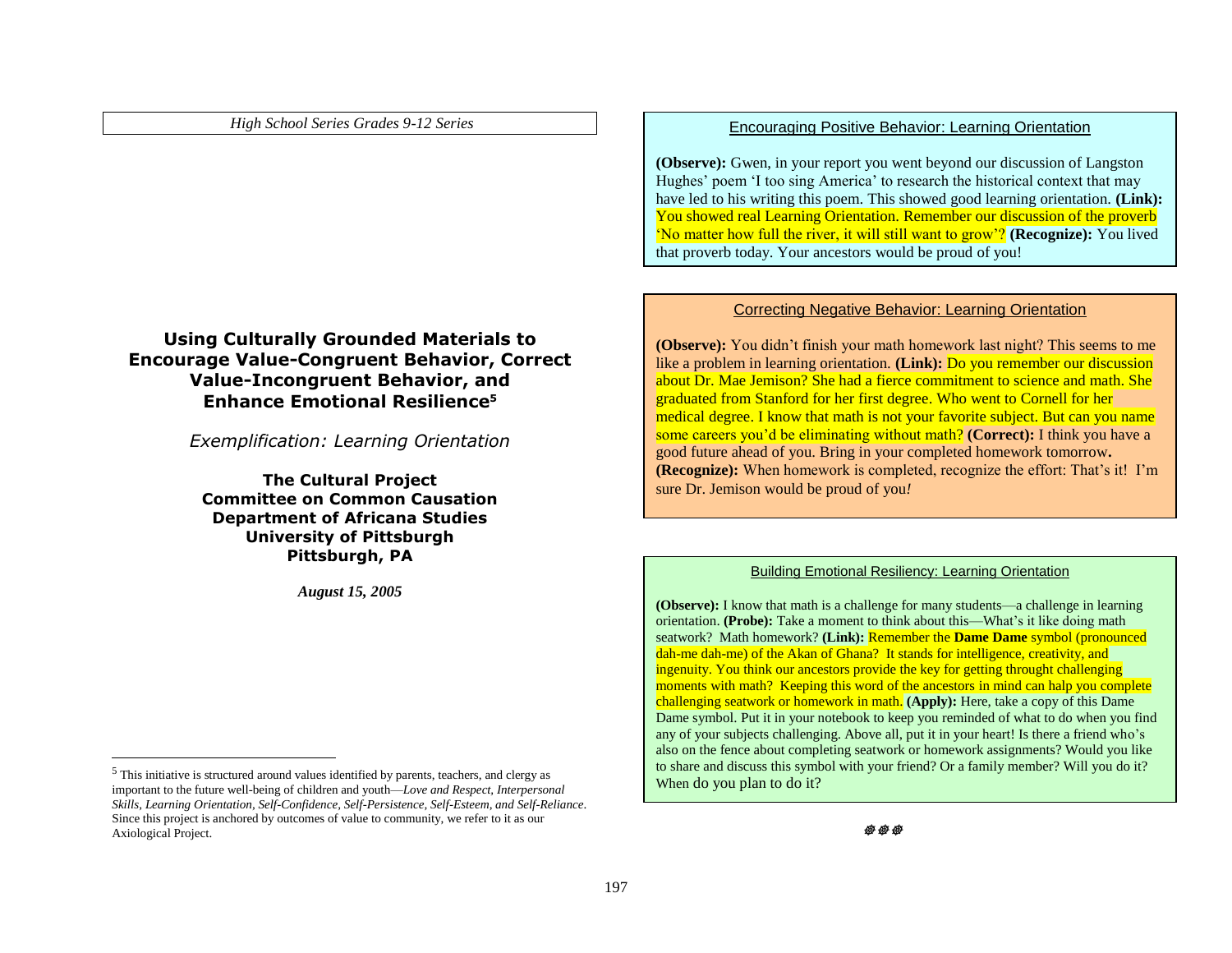*High School Series Grades 9-12 Series*

## Using Culturally Grounded Materials to Encourage Value-Congruent Behavior, Correct Value-Incongruent Behavior, and Enhance Emotional Resilience[5]

*Exemplification: Learning Orientation*

**The Cultural Project**
**Committee on Common Causation**
**Department of Africana Studies**
**University of Pittsburgh**
**Pittsburgh, PA**

***August 15, 2005***

[5] This initiative is structured around values identified by parents, teachers, and clergy as important to the future well-being of children and youth—*Love and Respect, Interpersonal Skills, Learning Orientation, Self-Confidence, Self-Persistence, Self-Esteem, and Self-Reliance*. Since this project is anchored by outcomes of value to community, we refer to it as our Axiological Project.

### Encouraging Positive Behavior: Learning Orientation

**(Observe):** Gwen, in your report you went beyond our discussion of Langston Hughes' poem 'I too sing America' to research the historical context that may have led to his writing this poem. This showed good learning orientation. **(Link):** You showed real Learning Orientation. Remember our discussion of the proverb 'No matter how full the river, it will still want to grow'? **(Recognize):** You lived that proverb today. Your ancestors would be proud of you!

### Correcting Negative Behavior: Learning Orientation

**(Observe):** You didn't finish your math homework last night? This seems to me like a problem in learning orientation. **(Link):** Do you remember our discussion about Dr. Mae Jemison? She had a fierce commitment to science and math. She graduated from Stanford for her first degree. Who went to Cornell for her medical degree. I know that math is not your favorite subject. But can you name some careers you'd be eliminating without math? **(Correct):** I think you have a good future ahead of you. Bring in your completed homework tomorrow**.** **(Recognize):** When homework is completed, recognize the effort: That's it! I'm sure Dr. Jemison would be proud of you*!*

### Building Emotional Resiliency: Learning Orientation

**(Observe):** I know that math is a challenge for many students—a challenge in learning orientation. **(Probe):** Take a moment to think about this—What's it like doing math seatwork? Math homework? **(Link):** Remember the **Dame Dame** symbol (pronounced dah-me dah-me) of the Akan of Ghana? It stands for intelligence, creativity, and ingenuity. You think our ancestors provide the key for getting throught challenging moments with math? Keeping this word of the ancestors in mind can halp you complete challenging seatwork or homework in math. **(Apply):** Here, take a copy of this Dame Dame symbol. Put it in your notebook to keep you reminded of what to do when you find any of your subjects challenging. Above all, put it in your heart! Is there a friend who's also on the fence about completing seatwork or homework assignments? Would you like to share and discuss this symbol with your friend? Or a family member? Will you do it? When do you plan to do it?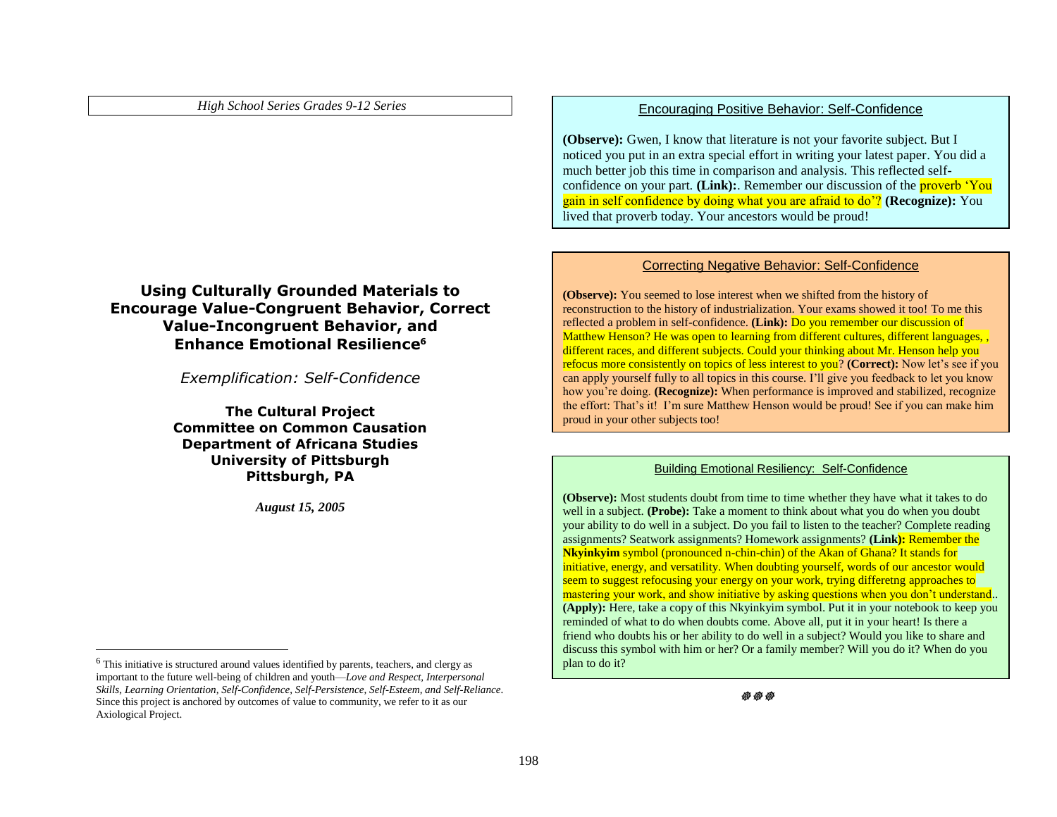*High School Series Grades 9-12 Series*

## Using Culturally Grounded Materials to Encourage Value-Congruent Behavior, Correct Value-Incongruent Behavior, and Enhance Emotional Resilience[6]

*Exemplification: Self-Confidence*

**The Cultural Project**
**Committee on Common Causation**
**Department of Africana Studies**
**University of Pittsburgh**
**Pittsburgh, PA**

***August 15, 2005***

[6] This initiative is structured around values identified by parents, teachers, and clergy as important to the future well-being of children and youth—*Love and Respect, Interpersonal Skills, Learning Orientation, Self-Confidence, Self-Persistence, Self-Esteem, and Self-Reliance*. Since this project is anchored by outcomes of value to community, we refer to it as our Axiological Project.

### Encouraging Positive Behavior: Self-Confidence

**(Observe):** Gwen, I know that literature is not your favorite subject. But I noticed you put in an extra special effort in writing your latest paper. You did a much better job this time in comparison and analysis. This reflected self-confidence on your part. **(Link):**. Remember our discussion of the proverb 'You gain in self confidence by doing what you are afraid to do'? **(Recognize):** You lived that proverb today. Your ancestors would be proud!

### Correcting Negative Behavior: Self-Confidence

**(Observe):** You seemed to lose interest when we shifted from the history of reconstruction to the history of industrialization. Your exams showed it too! To me this reflected a problem in self-confidence. **(Link):** Do you remember our discussion of Matthew Henson? He was open to learning from different cultures, different languages, , different races, and different subjects. Could your thinking about Mr. Henson help you refocus more consistently on topics of less interest to you? **(Correct):** Now let's see if you can apply yourself fully to all topics in this course. I'll give you feedback to let you know how you're doing. **(Recognize):** When performance is improved and stabilized, recognize the effort: That's it! I'm sure Matthew Henson would be proud! See if you can make him proud in your other subjects too!

### Building Emotional Resiliency: Self-Confidence

**(Observe):** Most students doubt from time to time whether they have what it takes to do well in a subject. **(Probe):** Take a moment to think about what you do when you doubt your ability to do well in a subject. Do you fail to listen to the teacher? Complete reading assignments? Seatwork assignments? Homework assignments? **(Link):** Remember the **Nkyinkyim** symbol (pronounced n-chin-chin) of the Akan of Ghana? It stands for initiative, energy, and versatility. When doubting yourself, words of our ancestor would seem to suggest refocusing your energy on your work, trying differetng approaches to mastering your work, and show initiative by asking questions when you don't understand.. **(Apply):** Here, take a copy of this Nkyinkyim symbol. Put it in your notebook to keep you reminded of what to do when doubts come. Above all, put it in your heart! Is there a friend who doubts his or her ability to do well in a subject? Would you like to share and discuss this symbol with him or her? Or a family member? Will you do it? When do you plan to do it?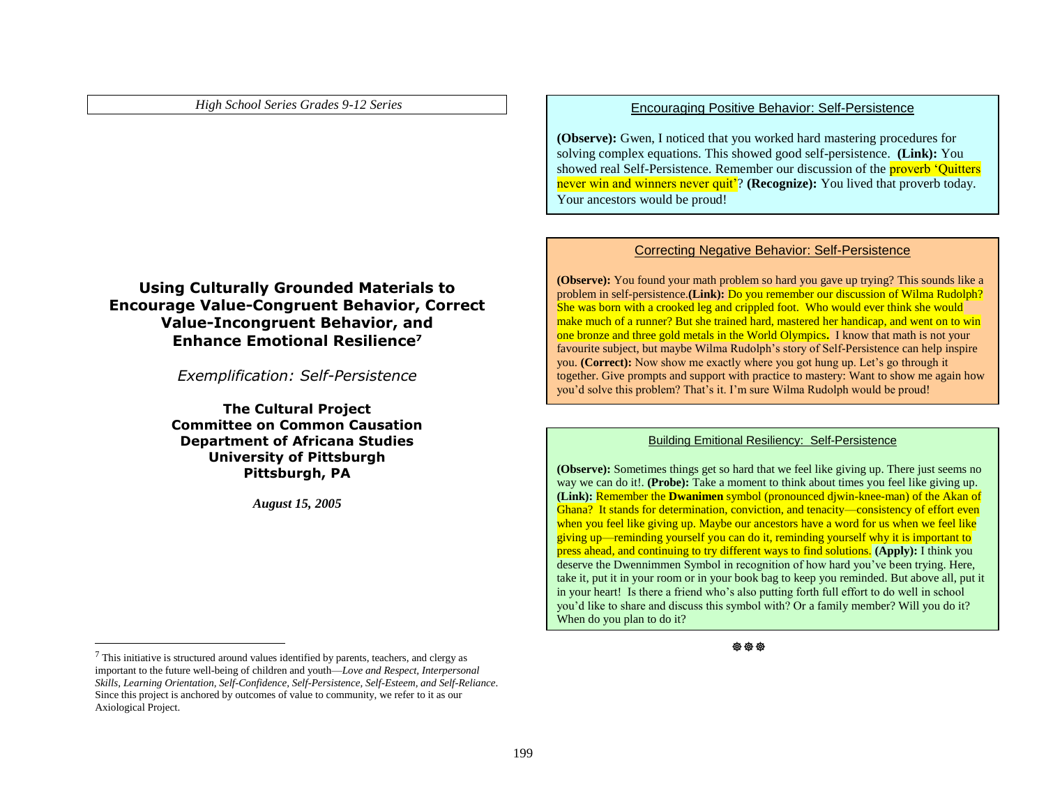*High School Series Grades 9-12 Series*

## Using Culturally Grounded Materials to Encourage Value-Congruent Behavior, Correct Value-Incongruent Behavior, and Enhance Emotional Resilience[7]

*Exemplification: Self-Persistence*

**The Cultural Project**
**Committee on Common Causation**
**Department of Africana Studies**
**University of Pittsburgh**
**Pittsburgh, PA**

***August 15, 2005***

[7] This initiative is structured around values identified by parents, teachers, and clergy as important to the future well-being of children and youth—*Love and Respect, Interpersonal Skills, Learning Orientation, Self-Confidence, Self-Persistence, Self-Esteem, and Self-Reliance*. Since this project is anchored by outcomes of value to community, we refer to it as our Axiological Project.

### Encouraging Positive Behavior: Self-Persistence

**(Observe):** Gwen, I noticed that you worked hard mastering procedures for solving complex equations. This showed good self-persistence. **(Link):** You showed real Self-Persistence. Remember our discussion of the proverb 'Quitters never win and winners never quit'? **(Recognize):** You lived that proverb today. Your ancestors would be proud!

### Correcting Negative Behavior: Self-Persistence

**(Observe):** You found your math problem so hard you gave up trying? This sounds like a problem in self-persistence.**(Link):** Do you remember our discussion of Wilma Rudolph? She was born with a crooked leg and crippled foot. Who would ever think she would make much of a runner? But she trained hard, mastered her handicap, and went on to win one bronze and three gold metals in the World Olympics**.** I know that math is not your favourite subject, but maybe Wilma Rudolph's story of Self-Persistence can help inspire you. **(Correct):** Now show me exactly where you got hung up. Let's go through it together. Give prompts and support with practice to mastery: Want to show me again how you'd solve this problem? That's it. I'm sure Wilma Rudolph would be proud!

### Building Emitional Resiliency: Self-Persistence

**(Observe):** Sometimes things get so hard that we feel like giving up. There just seems no way we can do it!. **(Probe):** Take a moment to think about times you feel like giving up. **(Link):** Remember the **Dwanimen** symbol (pronounced djwin-knee-man) of the Akan of Ghana? It stands for determination, conviction, and tenacity—consistency of effort even when you feel like giving up. Maybe our ancestors have a word for us when we feel like giving up—reminding yourself you can do it, reminding yourself why it is important to press ahead, and continuing to try different ways to find solutions. **(Apply):** I think you deserve the Dwennimmen Symbol in recognition of how hard you've been trying. Here, take it, put it in your room or in your book bag to keep you reminded. But above all, put it in your heart! Is there a friend who's also putting forth full effort to do well in school you'd like to share and discuss this symbol with? Or a family member? Will you do it? When do you plan to do it?

☸☸☸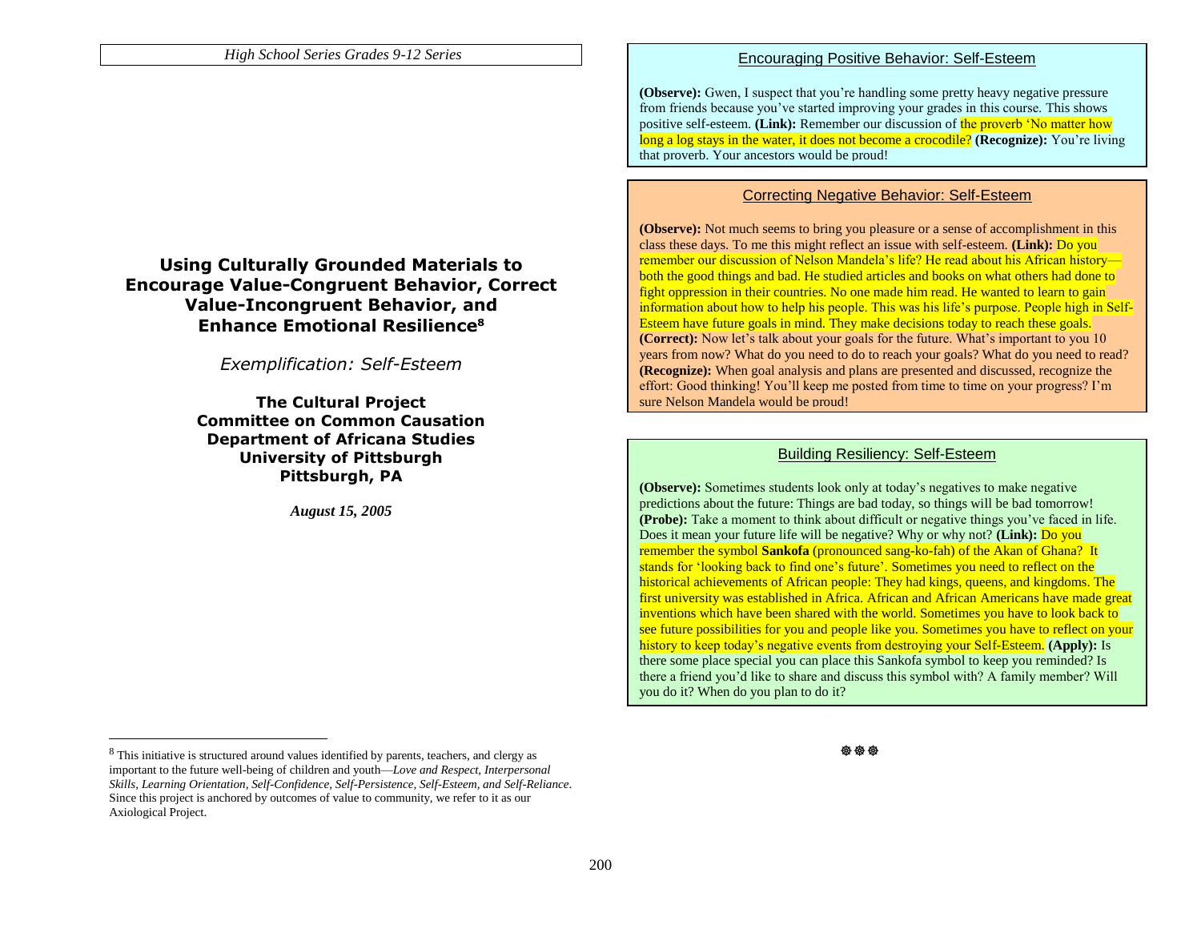## Using Culturally Grounded Materials to Encourage Value-Congruent Behavior, Correct Value-Incongruent Behavior, and Enhance Emotional Resilience[8]

*Exemplification: Self-Esteem*

**The Cultural Project**
**Committee on Common Causation**
**Department of Africana Studies**
**University of Pittsburgh**
**Pittsburgh, PA**

***August 15, 2005***

[8] This initiative is structured around values identified by parents, teachers, and clergy as important to the future well-being of children and youth—*Love and Respect, Interpersonal Skills, Learning Orientation, Self-Confidence, Self-Persistence, Self-Esteem, and Self-Reliance*. Since this project is anchored by outcomes of value to community, we refer to it as our Axiological Project.

### Encouraging Positive Behavior: Self-Esteem

**(Observe):** Gwen, I suspect that you're handling some pretty heavy negative pressure from friends because you've started improving your grades in this course. This shows positive self-esteem. **(Link):** Remember our discussion of the proverb 'No matter how long a log stays in the water, it does not become a crocodile? **(Recognize):** You're living that proverb. Your ancestors would be proud!

### Correcting Negative Behavior: Self-Esteem

**(Observe):** Not much seems to bring you pleasure or a sense of accomplishment in this class these days. To me this might reflect an issue with self-esteem. **(Link):** Do you remember our discussion of Nelson Mandela's life? He read about his African history—both the good things and bad. He studied articles and books on what others had done to fight oppression in their countries. No one made him read. He wanted to learn to gain information about how to help his people. This was his life's purpose. People high in Self-Esteem have future goals in mind. They make decisions today to reach these goals. **(Correct):** Now let's talk about your goals for the future. What's important to you 10 years from now? What do you need to do to reach your goals? What do you need to read? **(Recognize):** When goal analysis and plans are presented and discussed, recognize the effort: Good thinking! You'll keep me posted from time to time on your progress? I'm sure Nelson Mandela would be proud!

### Building Resiliency: Self-Esteem

**(Observe):** Sometimes students look only at today's negatives to make negative predictions about the future: Things are bad today, so things will be bad tomorrow! **(Probe):** Take a moment to think about difficult or negative things you've faced in life. Does it mean your future life will be negative? Why or why not? **(Link):** Do you remember the symbol **Sankofa** (pronounced sang-ko-fah) of the Akan of Ghana? It stands for 'looking back to find one's future'. Sometimes you need to reflect on the historical achievements of African people: They had kings, queens, and kingdoms. The first university was established in Africa. African and African Americans have made great inventions which have been shared with the world. Sometimes you have to look back to see future possibilities for you and people like you. Sometimes you have to reflect on your history to keep today's negative events from destroying your Self-Esteem. **(Apply):** Is there some place special you can place this Sankofa symbol to keep you reminded? Is there a friend you'd like to share and discuss this symbol with? A family member? Will you do it? When do you plan to do it?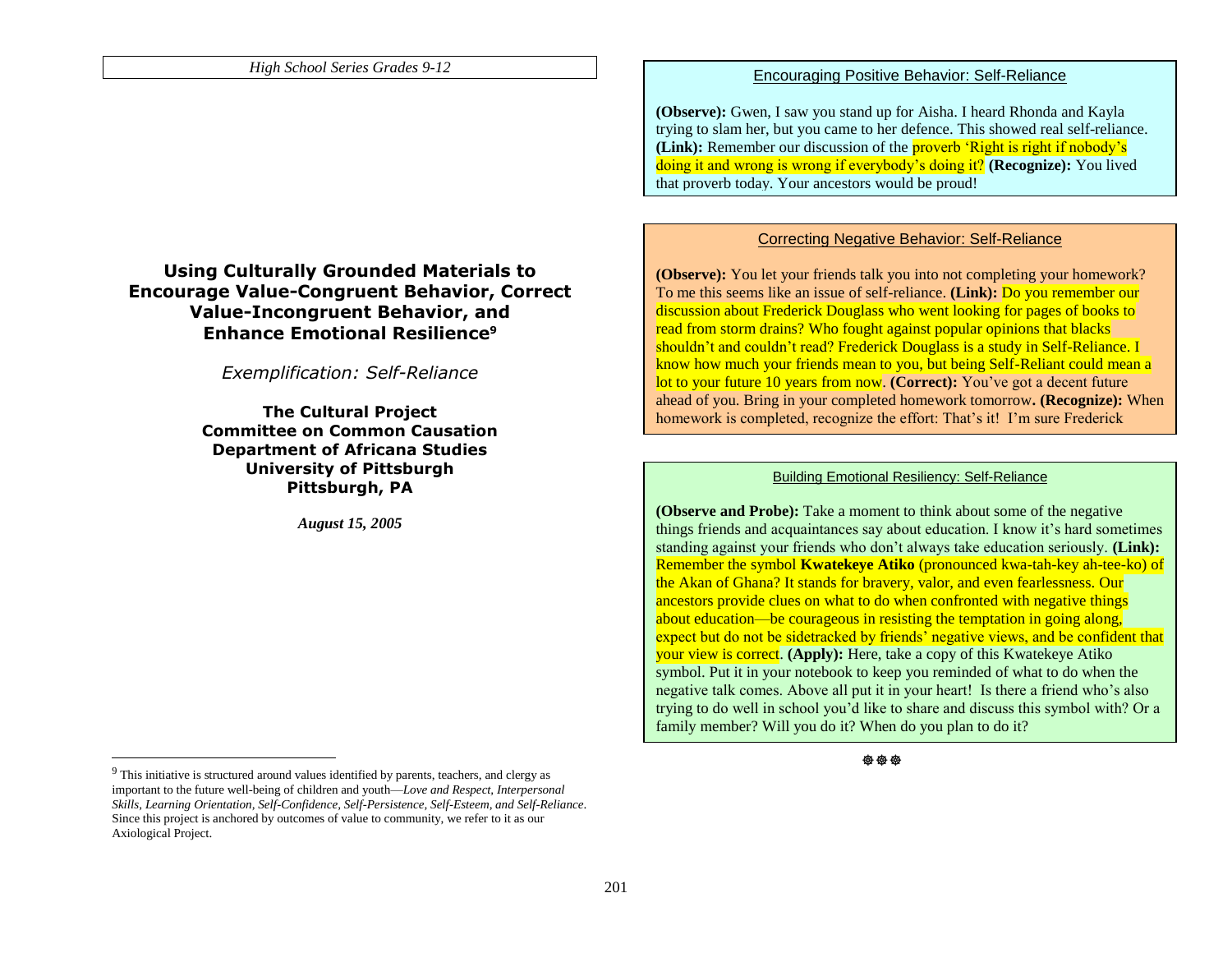# Using Culturally Grounded Materials to Encourage Value-Congruent Behavior, Correct Value-Incongruent Behavior, and Enhance Emotional Resilience[9]

*Exemplification: Self-Reliance*

**The Cultural Project**
**Committee on Common Causation**
**Department of Africana Studies**
**University of Pittsburgh**
**Pittsburgh, PA**

***August 15, 2005***

[9] This initiative is structured around values identified by parents, teachers, and clergy as important to the future well-being of children and youth—*Love and Respect, Interpersonal Skills, Learning Orientation, Self-Confidence, Self-Persistence, Self-Esteem, and Self-Reliance*. Since this project is anchored by outcomes of value to community, we refer to it as our Axiological Project.

### Encouraging Positive Behavior: Self-Reliance

**(Observe):** Gwen, I saw you stand up for Aisha. I heard Rhonda and Kayla trying to slam her, but you came to her defence. This showed real self-reliance. **(Link):** Remember our discussion of the proverb 'Right is right if nobody's doing it and wrong is wrong if everybody's doing it? **(Recognize):** You lived that proverb today. Your ancestors would be proud!

### Correcting Negative Behavior: Self-Reliance

**(Observe):** You let your friends talk you into not completing your homework? To me this seems like an issue of self-reliance. **(Link):** Do you remember our discussion about Frederick Douglass who went looking for pages of books to read from storm drains? Who fought against popular opinions that blacks shouldn't and couldn't read? Frederick Douglass is a study in Self-Reliance. I know how much your friends mean to you, but being Self-Reliant could mean a lot to your future 10 years from now. **(Correct):** You've got a decent future ahead of you. Bring in your completed homework tomorrow**. (Recognize):** When homework is completed, recognize the effort: That's it! I'm sure Frederick

### Building Emotional Resiliency: Self-Reliance

**(Observe and Probe):** Take a moment to think about some of the negative things friends and acquaintances say about education. I know it's hard sometimes standing against your friends who don't always take education seriously. **(Link):** Remember the symbol **Kwatekeye Atiko** (pronounced kwa-tah-key ah-tee-ko) of the Akan of Ghana? It stands for bravery, valor, and even fearlessness. Our ancestors provide clues on what to do when confronted with negative things about education—be courageous in resisting the temptation in going along, expect but do not be sidetracked by friends' negative views, and be confident that your view is correct. **(Apply):** Here, take a copy of this Kwatekeye Atiko symbol. Put it in your notebook to keep you reminded of what to do when the negative talk comes. Above all put it in your heart! Is there a friend who's also trying to do well in school you'd like to share and discuss this symbol with? Or a family member? Will you do it? When do you plan to do it?

❁❁❁